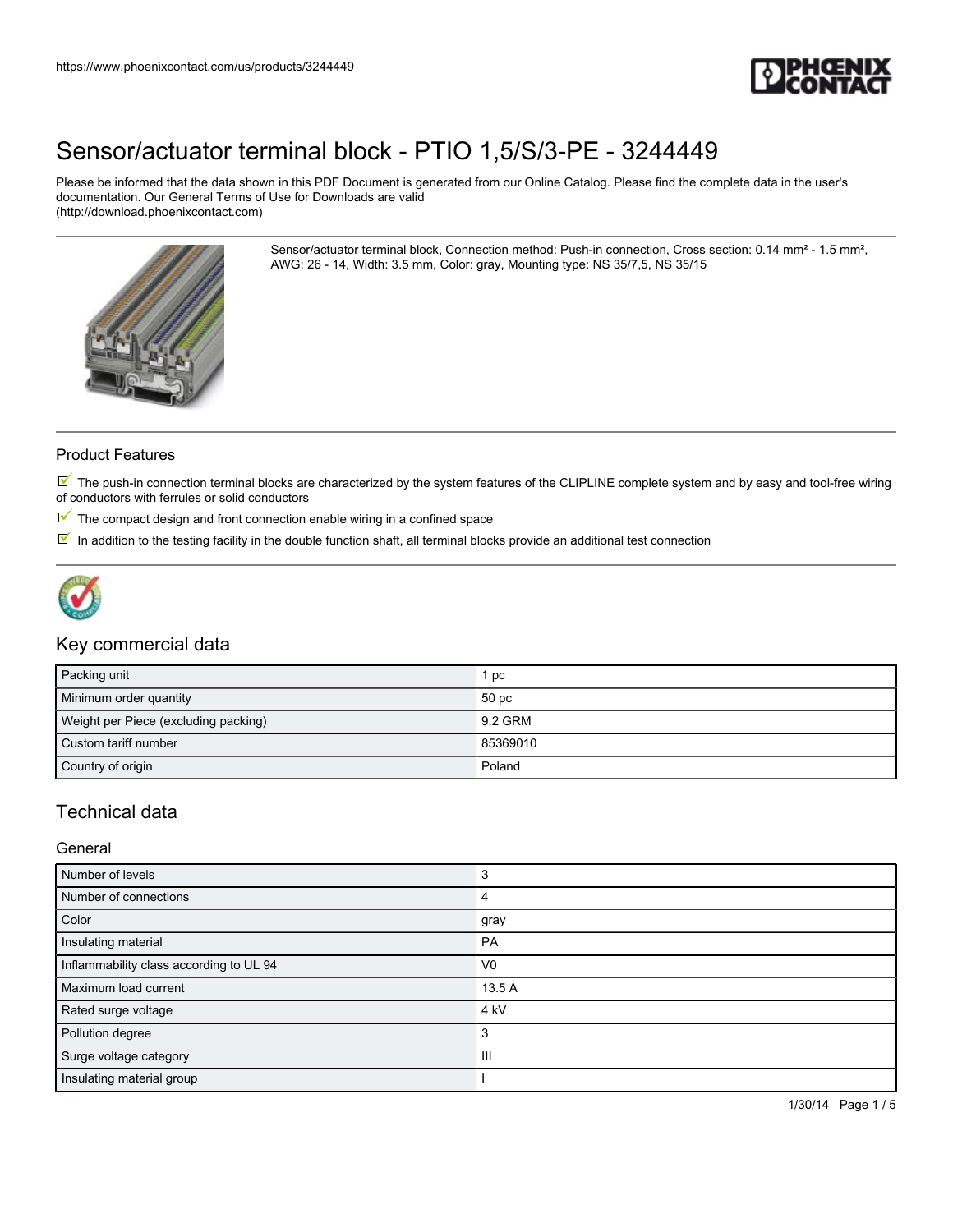# Sensor/actuator terminal block - PTIO 1,5/S/3-PE - 3244449

Please be informed that the data shown in this PDF Document is generated from our Online Catalog. Please find the complete data in the user's documentation. Our General Terms of Use for Downloads are valid (http://download.phoenixcontact.com)

Sensor/actuator terminal block, Connection method: Push-in connection, Cross section: 0.14 mm² - 1.5 mm², AWG: 26 - 14, Width: 3.5 mm, Color: gray, Mounting type: NS 35/7,5, NS 35/15

## Product Features

- The push-in connection terminal blocks are characterized by the system features of the CLIPLINE complete system and by easy and tool-free wiring of conductors with ferrules or solid conductors
- The compact design and front connection enable wiring in a confined space
- In addition to the testing facility in the double function shaft, all terminal blocks provide an additional test connection

## Key commercial data

| | |
|---|---|
| Packing unit | 1 pc |
| Minimum order quantity | 50 pc |
| Weight per Piece (excluding packing) | 9.2 GRM |
| Custom tariff number | 85369010 |
| Country of origin | Poland |

## Technical data

### General

| | |
|---|---|
| Number of levels | 3 |
| Number of connections | 4 |
| Color | gray |
| Insulating material | PA |
| Inflammability class according to UL 94 | V0 |
| Maximum load current | 13.5 A |
| Rated surge voltage | 4 kV |
| Pollution degree | 3 |
| Surge voltage category | III |
| Insulating material group | I |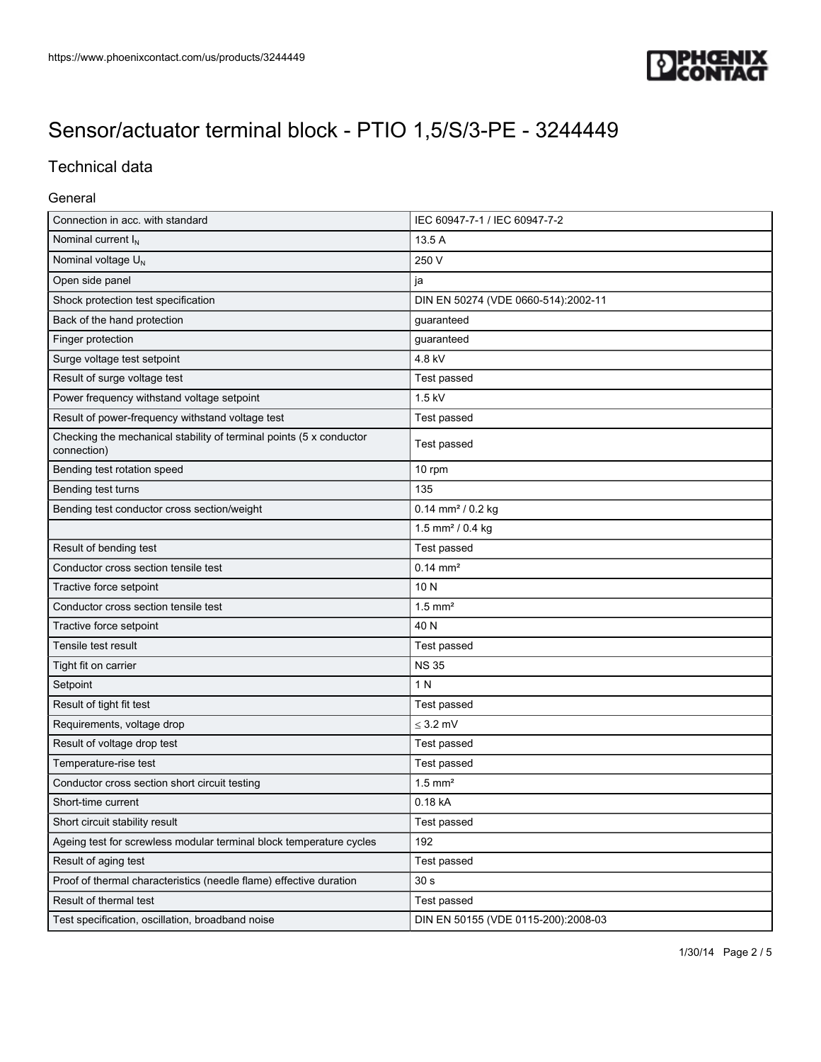# Sensor/actuator terminal block - PTIO 1,5/S/3-PE - 3244449

## Technical data

### General

| | |
|---|---|
| Connection in acc. with standard | IEC 60947-7-1 / IEC 60947-7-2 |
| Nominal current $I_N$ | 13.5 A |
| Nominal voltage $U_N$ | 250 V |
| Open side panel | ja |
| Shock protection test specification | DIN EN 50274 (VDE 0660-514):2002-11 |
| Back of the hand protection | guaranteed |
| Finger protection | guaranteed |
| Surge voltage test setpoint | 4.8 kV |
| Result of surge voltage test | Test passed |
| Power frequency withstand voltage setpoint | 1.5 kV |
| Result of power-frequency withstand voltage test | Test passed |
| Checking the mechanical stability of terminal points (5 x conductor connection) | Test passed |
| Bending test rotation speed | 10 rpm |
| Bending test turns | 135 |
| Bending test conductor cross section/weight | 0.14 mm² / 0.2 kg |
| | 1.5 mm² / 0.4 kg |
| Result of bending test | Test passed |
| Conductor cross section tensile test | 0.14 mm² |
| Tractive force setpoint | 10 N |
| Conductor cross section tensile test | 1.5 mm² |
| Tractive force setpoint | 40 N |
| Tensile test result | Test passed |
| Tight fit on carrier | NS 35 |
| Setpoint | 1 N |
| Result of tight fit test | Test passed |
| Requirements, voltage drop | ≤ 3.2 mV |
| Result of voltage drop test | Test passed |
| Temperature-rise test | Test passed |
| Conductor cross section short circuit testing | 1.5 mm² |
| Short-time current | 0.18 kA |
| Short circuit stability result | Test passed |
| Ageing test for screwless modular terminal block temperature cycles | 192 |
| Result of aging test | Test passed |
| Proof of thermal characteristics (needle flame) effective duration | 30 s |
| Result of thermal test | Test passed |
| Test specification, oscillation, broadband noise | DIN EN 50155 (VDE 0115-200):2008-03 |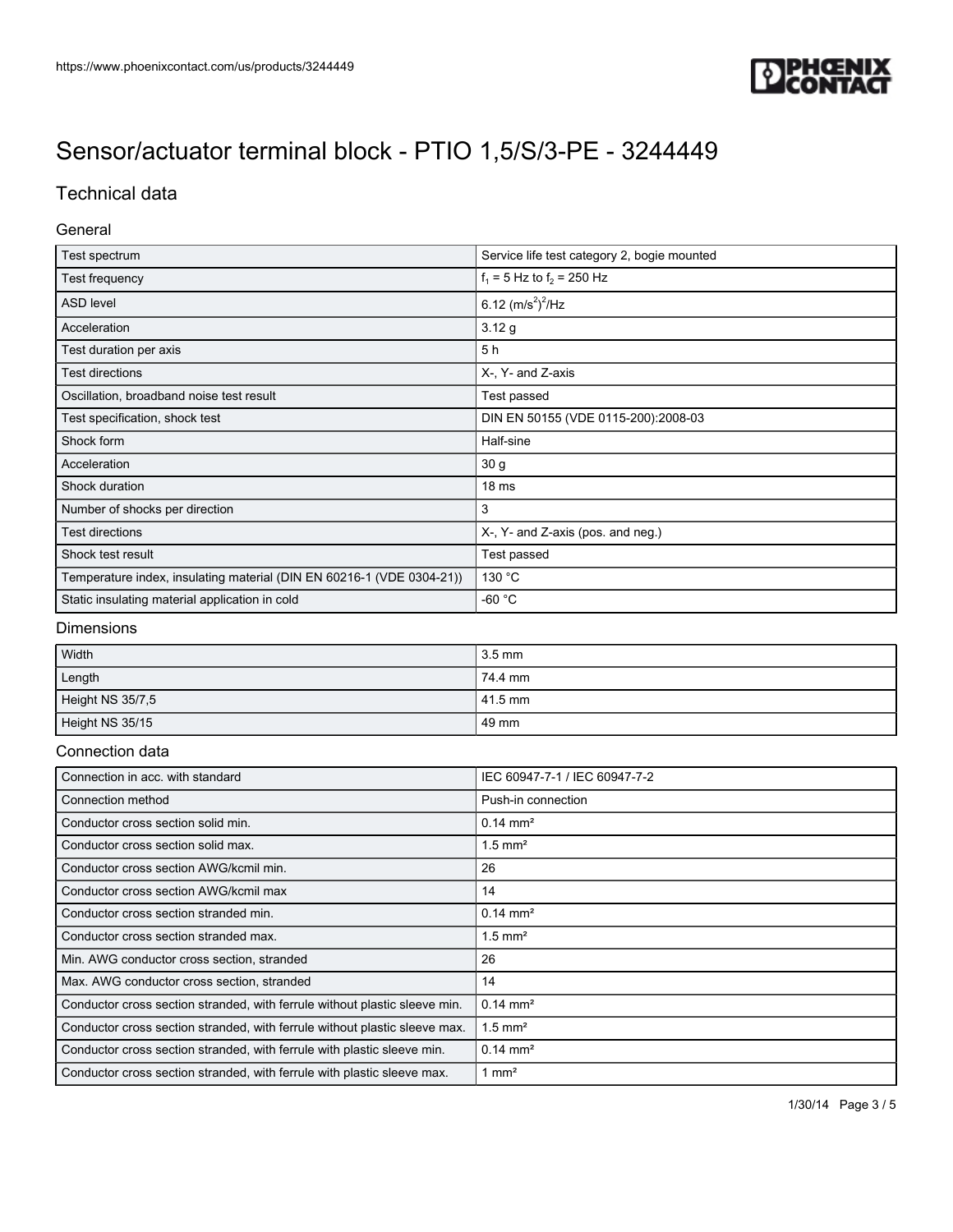# Sensor/actuator terminal block - PTIO 1,5/S/3-PE - 3244449

## Technical data

### General

| Test spectrum | Service life test category 2, bogie mounted |
|---|---|
| Test frequency | $f_1$ = 5 Hz to $f_2$ = 250 Hz |
| ASD level | 6.12 $(m/s^2)^2/Hz$ |
| Acceleration | 3.12 g |
| Test duration per axis | 5 h |
| Test directions | X-, Y- and Z-axis |
| Oscillation, broadband noise test result | Test passed |
| Test specification, shock test | DIN EN 50155 (VDE 0115-200):2008-03 |
| Shock form | Half-sine |
| Acceleration | 30 g |
| Shock duration | 18 ms |
| Number of shocks per direction | 3 |
| Test directions | X-, Y- and Z-axis (pos. and neg.) |
| Shock test result | Test passed |
| Temperature index, insulating material (DIN EN 60216-1 (VDE 0304-21)) | 130 °C |
| Static insulating material application in cold | -60 °C |

### Dimensions

| Width | 3.5 mm |
|---|---|
| Length | 74.4 mm |
| Height NS 35/7,5 | 41.5 mm |
| Height NS 35/15 | 49 mm |

### Connection data

| Connection in acc. with standard | IEC 60947-7-1 / IEC 60947-7-2 |
|---|---|
| Connection method | Push-in connection |
| Conductor cross section solid min. | 0.14 mm² |
| Conductor cross section solid max. | 1.5 mm² |
| Conductor cross section AWG/kcmil min. | 26 |
| Conductor cross section AWG/kcmil max | 14 |
| Conductor cross section stranded min. | 0.14 mm² |
| Conductor cross section stranded max. | 1.5 mm² |
| Min. AWG conductor cross section, stranded | 26 |
| Max. AWG conductor cross section, stranded | 14 |
| Conductor cross section stranded, with ferrule without plastic sleeve min. | 0.14 mm² |
| Conductor cross section stranded, with ferrule without plastic sleeve max. | 1.5 mm² |
| Conductor cross section stranded, with ferrule with plastic sleeve min. | 0.14 mm² |
| Conductor cross section stranded, with ferrule with plastic sleeve max. | 1 mm² |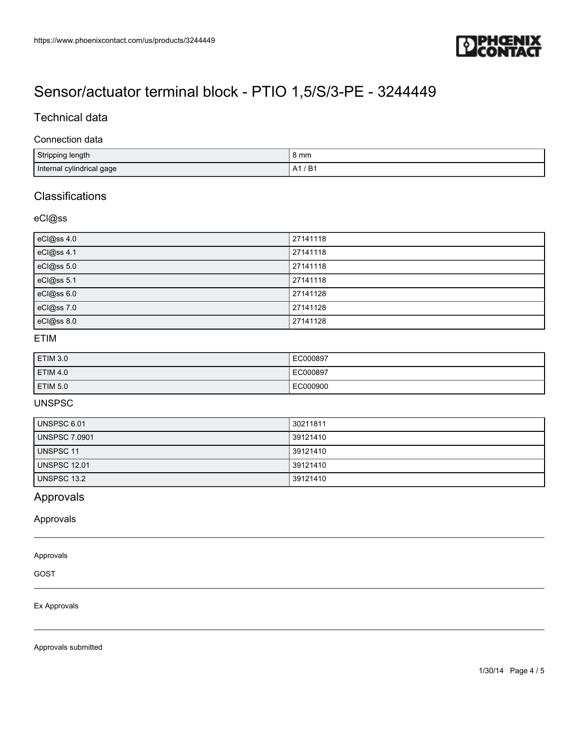# Sensor/actuator terminal block - PTIO 1,5/S/3-PE - 3244449

## Technical data

### Connection data

| | |
|---|---|
| Stripping length | 8 mm |
| Internal cylindrical gage | A1 / B1 |

## Classifications

### eCl@ss

| | |
|---|---|
| eCl@ss 4.0 | 27141118 |
| eCl@ss 4.1 | 27141118 |
| eCl@ss 5.0 | 27141118 |
| eCl@ss 5.1 | 27141118 |
| eCl@ss 6.0 | 27141128 |
| eCl@ss 7.0 | 27141128 |
| eCl@ss 8.0 | 27141128 |

### ETIM

| | |
|---|---|
| ETIM 3.0 | EC000897 |
| ETIM 4.0 | EC000897 |
| ETIM 5.0 | EC000900 |

### UNSPSC

| | |
|---|---|
| UNSPSC 6.01 | 30211811 |
| UNSPSC 7.0901 | 39121410 |
| UNSPSC 11 | 39121410 |
| UNSPSC 12.01 | 39121410 |
| UNSPSC 13.2 | 39121410 |

## Approvals

### Approvals

Approvals

GOST

Ex Approvals

Approvals submitted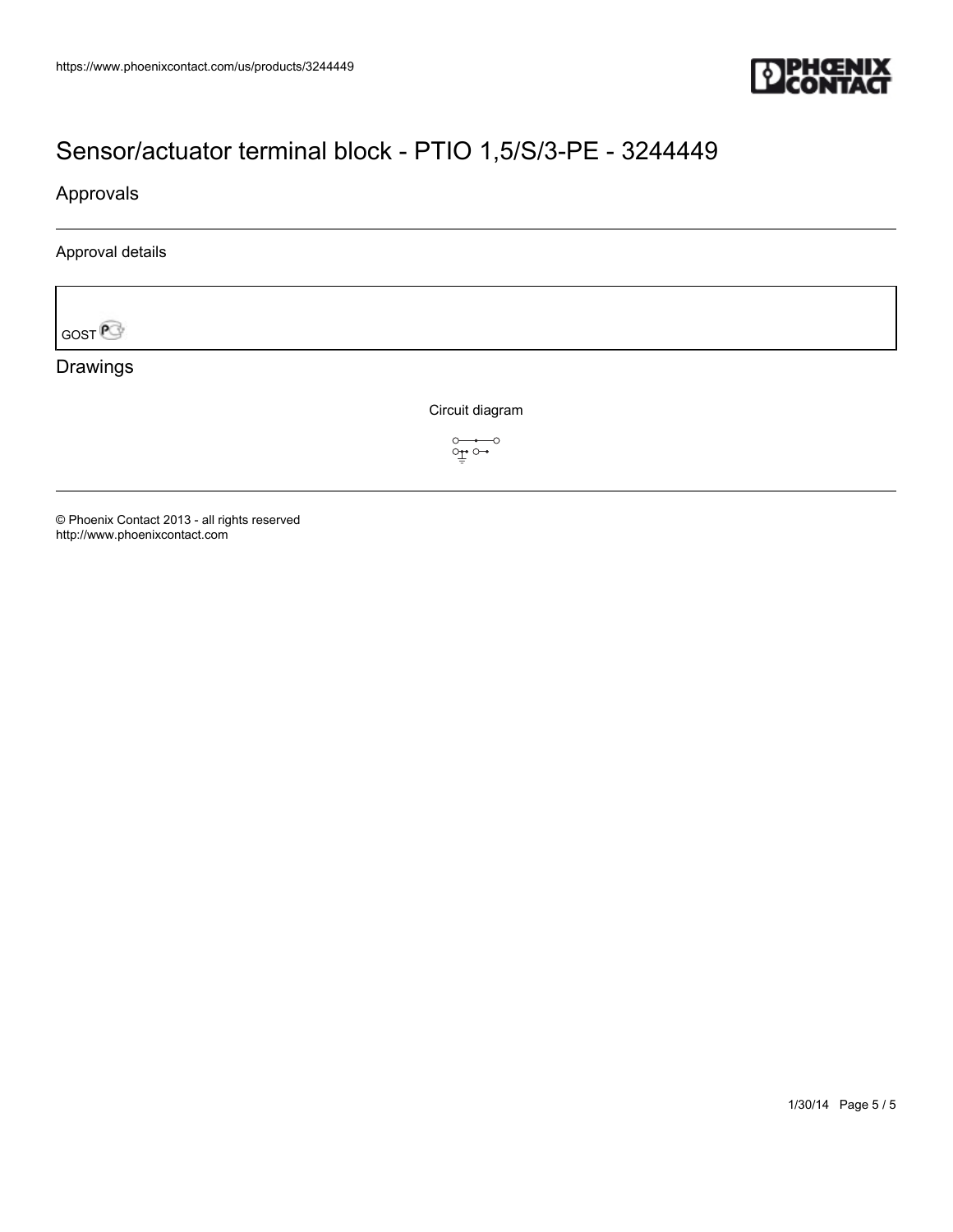# Sensor/actuator terminal block - PTIO 1,5/S/3-PE - 3244449

## Approvals

Approval details

GOST

## Drawings

Circuit diagram

© Phoenix Contact 2013 - all rights reserved
http://www.phoenixcontact.com